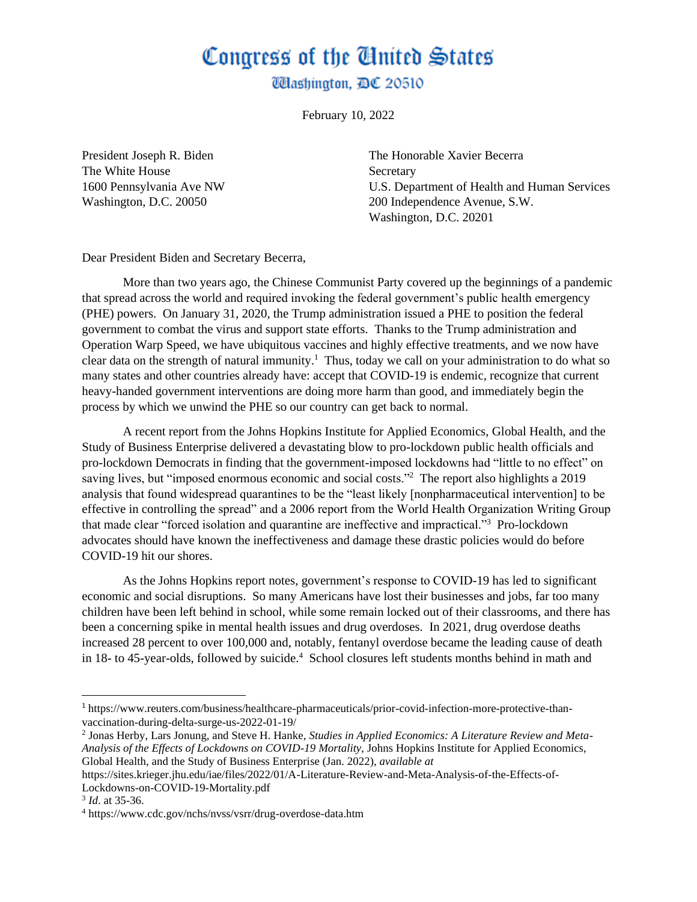# Congress of the United States

## Washington, DC 20510

February 10, 2022

President Joseph R. Biden
The White House
1600 Pennsylvania Ave NW
Washington, D.C. 20050

The Honorable Xavier Becerra
Secretary
U.S. Department of Health and Human Services
200 Independence Avenue, S.W.
Washington, D.C. 20201

Dear President Biden and Secretary Becerra,

More than two years ago, the Chinese Communist Party covered up the beginnings of a pandemic that spread across the world and required invoking the federal government's public health emergency (PHE) powers. On January 31, 2020, the Trump administration issued a PHE to position the federal government to combat the virus and support state efforts. Thanks to the Trump administration and Operation Warp Speed, we have ubiquitous vaccines and highly effective treatments, and we now have clear data on the strength of natural immunity.[1] Thus, today we call on your administration to do what so many states and other countries already have: accept that COVID-19 is endemic, recognize that current heavy-handed government interventions are doing more harm than good, and immediately begin the process by which we unwind the PHE so our country can get back to normal.

A recent report from the Johns Hopkins Institute for Applied Economics, Global Health, and the Study of Business Enterprise delivered a devastating blow to pro-lockdown public health officials and pro-lockdown Democrats in finding that the government-imposed lockdowns had "little to no effect" on saving lives, but "imposed enormous economic and social costs."[2] The report also highlights a 2019 analysis that found widespread quarantines to be the "least likely [nonpharmaceutical intervention] to be effective in controlling the spread" and a 2006 report from the World Health Organization Writing Group that made clear "forced isolation and quarantine are ineffective and impractical."[3] Pro-lockdown advocates should have known the ineffectiveness and damage these drastic policies would do before COVID-19 hit our shores.

As the Johns Hopkins report notes, government's response to COVID-19 has led to significant economic and social disruptions. So many Americans have lost their businesses and jobs, far too many children have been left behind in school, while some remain locked out of their classrooms, and there has been a concerning spike in mental health issues and drug overdoses. In 2021, drug overdose deaths increased 28 percent to over 100,000 and, notably, fentanyl overdose became the leading cause of death in 18- to 45-year-olds, followed by suicide.[4] School closures left students months behind in math and

---

[1] https://www.reuters.com/business/healthcare-pharmaceuticals/prior-covid-infection-more-protective-than-vaccination-during-delta-surge-us-2022-01-19/

[2] Jonas Herby, Lars Jonung, and Steve H. Hanke, *Studies in Applied Economics: A Literature Review and Meta-Analysis of the Effects of Lockdowns on COVID-19 Mortality*, Johns Hopkins Institute for Applied Economics, Global Health, and the Study of Business Enterprise (Jan. 2022), *available at* https://sites.krieger.jhu.edu/iae/files/2022/01/A-Literature-Review-and-Meta-Analysis-of-the-Effects-of-Lockdowns-on-COVID-19-Mortality.pdf

[3] *Id*. at 35-36.

[4] https://www.cdc.gov/nchs/nvss/vsrr/drug-overdose-data.htm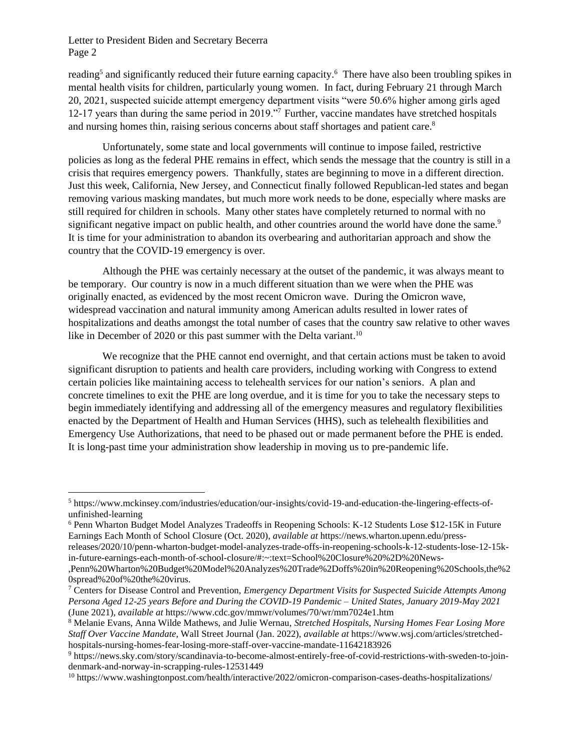reading[5] and significantly reduced their future earning capacity.[6] There have also been troubling spikes in mental health visits for children, particularly young women. In fact, during February 21 through March 20, 2021, suspected suicide attempt emergency department visits "were 50.6% higher among girls aged 12-17 years than during the same period in 2019."[7] Further, vaccine mandates have stretched hospitals and nursing homes thin, raising serious concerns about staff shortages and patient care.[8]

Unfortunately, some state and local governments will continue to impose failed, restrictive policies as long as the federal PHE remains in effect, which sends the message that the country is still in a crisis that requires emergency powers. Thankfully, states are beginning to move in a different direction. Just this week, California, New Jersey, and Connecticut finally followed Republican-led states and began removing various masking mandates, but much more work needs to be done, especially where masks are still required for children in schools. Many other states have completely returned to normal with no significant negative impact on public health, and other countries around the world have done the same.[9] It is time for your administration to abandon its overbearing and authoritarian approach and show the country that the COVID-19 emergency is over.

Although the PHE was certainly necessary at the outset of the pandemic, it was always meant to be temporary. Our country is now in a much different situation than we were when the PHE was originally enacted, as evidenced by the most recent Omicron wave. During the Omicron wave, widespread vaccination and natural immunity among American adults resulted in lower rates of hospitalizations and deaths amongst the total number of cases that the country saw relative to other waves like in December of 2020 or this past summer with the Delta variant.[10]

We recognize that the PHE cannot end overnight, and that certain actions must be taken to avoid significant disruption to patients and health care providers, including working with Congress to extend certain policies like maintaining access to telehealth services for our nation's seniors. A plan and concrete timelines to exit the PHE are long overdue, and it is time for you to take the necessary steps to begin immediately identifying and addressing all of the emergency measures and regulatory flexibilities enacted by the Department of Health and Human Services (HHS), such as telehealth flexibilities and Emergency Use Authorizations, that need to be phased out or made permanent before the PHE is ended. It is long-past time your administration show leadership in moving us to pre-pandemic life.

---

[5] https://www.mckinsey.com/industries/education/our-insights/covid-19-and-education-the-lingering-effects-of-unfinished-learning

[6] Penn Wharton Budget Model Analyzes Tradeoffs in Reopening Schools: K-12 Students Lose $12-15K in Future Earnings Each Month of School Closure (Oct. 2020), *available at* https://news.wharton.upenn.edu/press-releases/2020/10/penn-wharton-budget-model-analyzes-trade-offs-in-reopening-schools-k-12-students-lose-12-15k-in-future-earnings-each-month-of-school-closure/#:~:text=School%20Closure%20%2D%20News-,Penn%20Wharton%20Budget%20Model%20Analyzes%20Trade%2Doffs%20in%20Reopening%20Schools,the%20spread%20of%20the%20virus.

[7] Centers for Disease Control and Prevention, *Emergency Department Visits for Suspected Suicide Attempts Among Persona Aged 12-25 years Before and During the COVID-19 Pandemic – United States, January 2019-May 2021* (June 2021), *available at* https://www.cdc.gov/mmwr/volumes/70/wr/mm7024e1.htm

[8] Melanie Evans, Anna Wilde Mathews, and Julie Wernau, *Stretched Hospitals, Nursing Homes Fear Losing More Staff Over Vaccine Mandate*, Wall Street Journal (Jan. 2022), *available at* https://www.wsj.com/articles/stretched-hospitals-nursing-homes-fear-losing-more-staff-over-vaccine-mandate-11642183926

[9] https://news.sky.com/story/scandinavia-to-become-almost-entirely-free-of-covid-restrictions-with-sweden-to-join-denmark-and-norway-in-scrapping-rules-12531449

[10] https://www.washingtonpost.com/health/interactive/2022/omicron-comparison-cases-deaths-hospitalizations/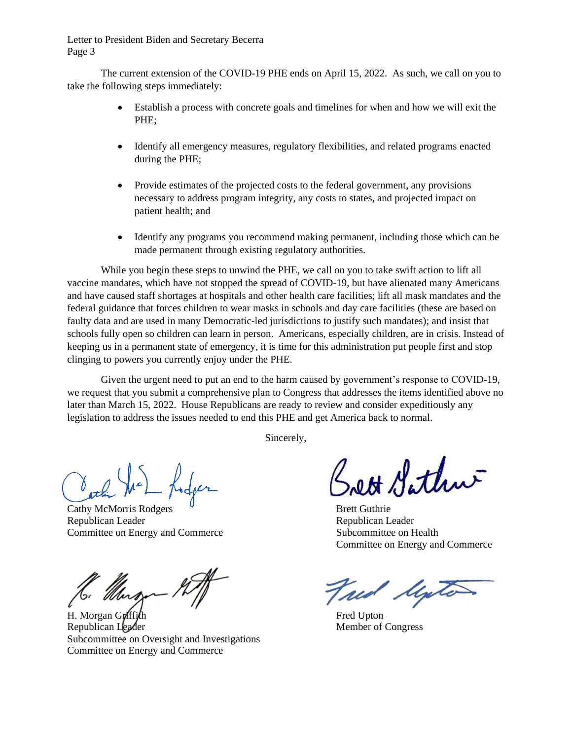The current extension of the COVID-19 PHE ends on April 15, 2022. As such, we call on you to take the following steps immediately:

- Establish a process with concrete goals and timelines for when and how we will exit the PHE;
- Identify all emergency measures, regulatory flexibilities, and related programs enacted during the PHE;
- Provide estimates of the projected costs to the federal government, any provisions necessary to address program integrity, any costs to states, and projected impact on patient health; and
- Identify any programs you recommend making permanent, including those which can be made permanent through existing regulatory authorities.

While you begin these steps to unwind the PHE, we call on you to take swift action to lift all vaccine mandates, which have not stopped the spread of COVID-19, but have alienated many Americans and have caused staff shortages at hospitals and other health care facilities; lift all mask mandates and the federal guidance that forces children to wear masks in schools and day care facilities (these are based on faulty data and are used in many Democratic-led jurisdictions to justify such mandates); and insist that schools fully open so children can learn in person. Americans, especially children, are in crisis. Instead of keeping us in a permanent state of emergency, it is time for this administration put people first and stop clinging to powers you currently enjoy under the PHE.

Given the urgent need to put an end to the harm caused by government's response to COVID-19, we request that you submit a comprehensive plan to Congress that addresses the items identified above no later than March 15, 2022. House Republicans are ready to review and consider expeditiously any legislation to address the issues needed to end this PHE and get America back to normal.

Sincerely,

Cathy McMorris Rodgers
Republican Leader
Committee on Energy and Commerce

Brett Guthrie
Republican Leader
Subcommittee on Health
Committee on Energy and Commerce

H. Morgan Griffith
Republican Leader
Subcommittee on Oversight and Investigations
Committee on Energy and Commerce

Fred Upton
Member of Congress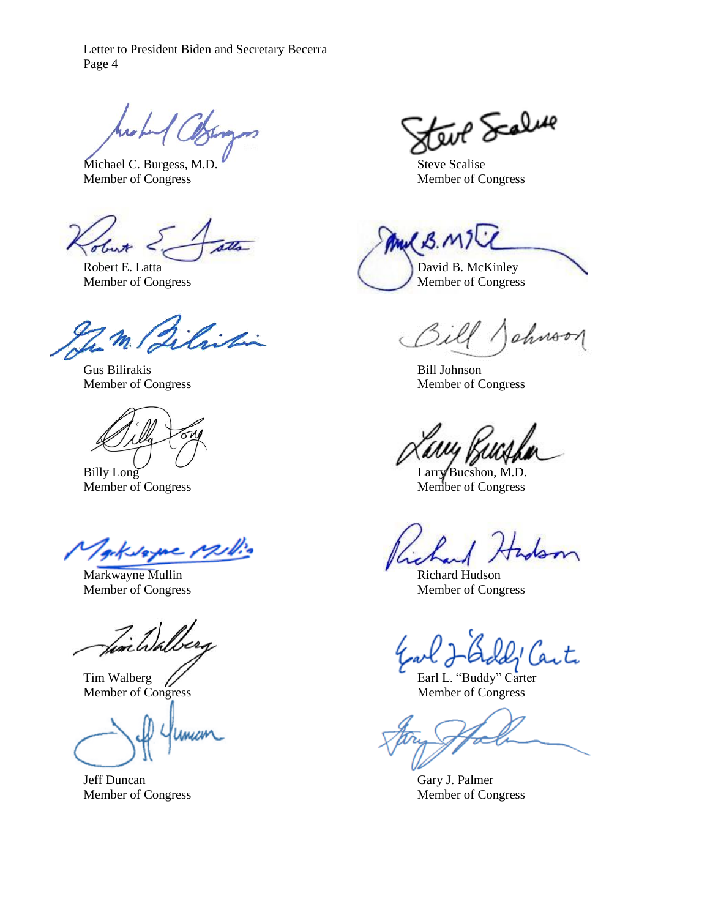Michael C. Burgess, M.D.
Member of Congress

Steve Scalise
Member of Congress

Robert E. Latta
Member of Congress

David B. McKinley
Member of Congress

Gus Bilirakis
Member of Congress

Bill Johnson
Member of Congress

Billy Long
Member of Congress

Larry Bucshon, M.D.
Member of Congress

Markwayne Mullin
Member of Congress

Richard Hudson
Member of Congress

Tim Walberg
Member of Congress

Earl L. "Buddy" Carter
Member of Congress

Jeff Duncan
Member of Congress

Gary J. Palmer
Member of Congress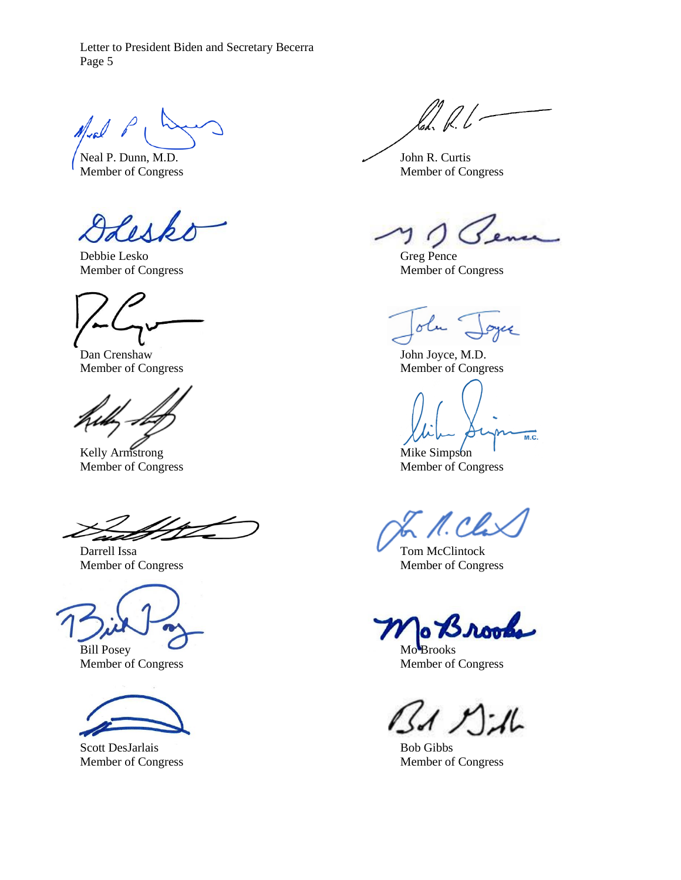Neal P. Dunn, M.D.
Member of Congress

John R. Curtis
Member of Congress

Debbie Lesko
Member of Congress

Greg Pence
Member of Congress

Dan Crenshaw
Member of Congress

John Joyce, M.D.
Member of Congress

Kelly Armstrong
Member of Congress

Mike Simpson
Member of Congress

Darrell Issa
Member of Congress

Tom McClintock
Member of Congress

Bill Posey
Member of Congress

Mo Brooks
Member of Congress

Scott DesJarlais
Member of Congress

Bob Gibbs
Member of Congress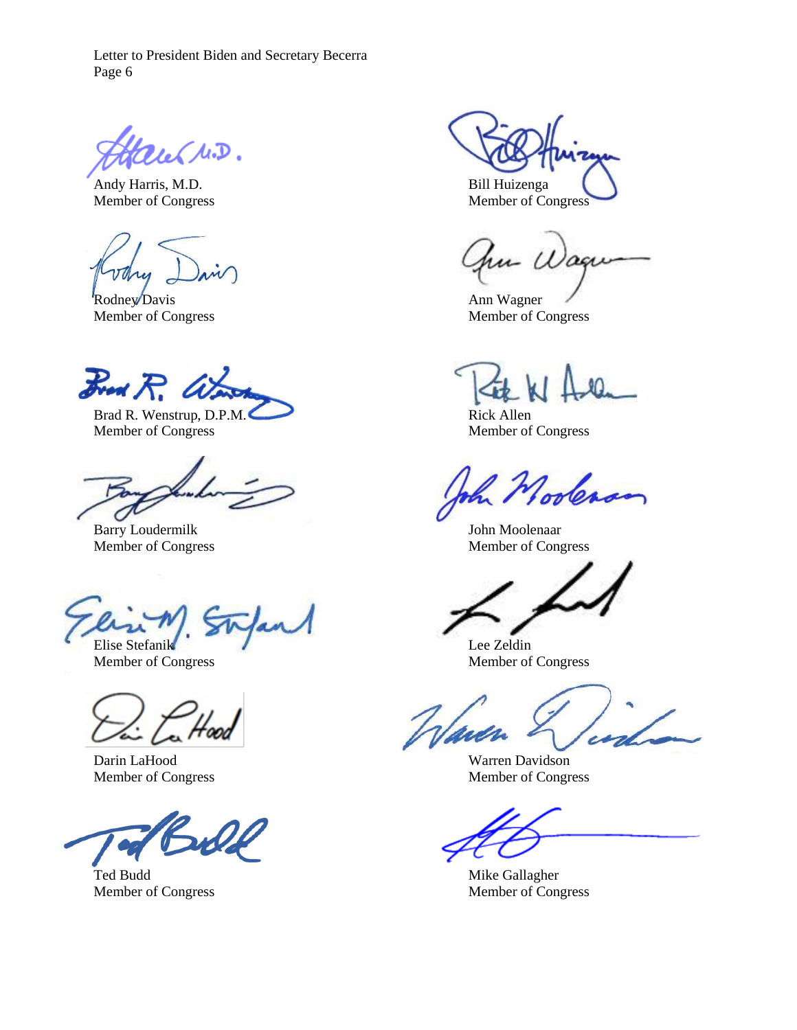Andy Harris, M.D.
Member of Congress

Bill Huizenga
Member of Congress

Rodney Davis
Member of Congress

Ann Wagner
Member of Congress

Brad R. Wenstrup, D.P.M.
Member of Congress

Rick Allen
Member of Congress

Barry Loudermilk
Member of Congress

John Moolenaar
Member of Congress

Elise Stefanik
Member of Congress

Lee Zeldin
Member of Congress

Darin LaHood
Member of Congress

Warren Davidson
Member of Congress

Ted Budd
Member of Congress

Mike Gallagher
Member of Congress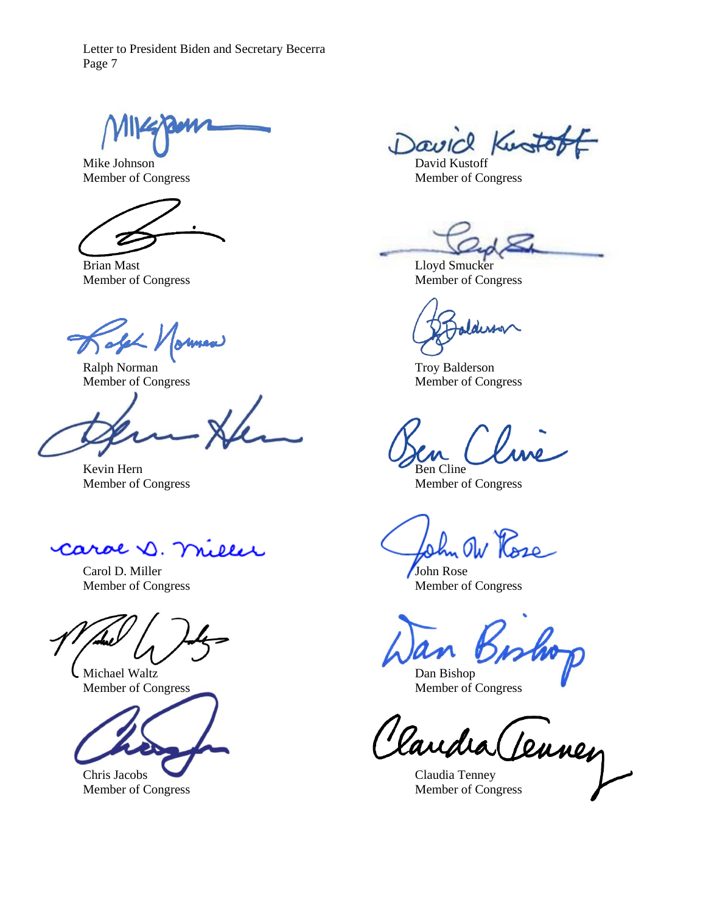Mike Johnson
Member of Congress

David Kustoff
Member of Congress

Brian Mast
Member of Congress

Lloyd Smucker
Member of Congress

Ralph Norman
Member of Congress

Troy Balderson
Member of Congress

Kevin Hern
Member of Congress

Ben Cline
Member of Congress

Carol D. Miller
Member of Congress

John Rose
Member of Congress

Michael Waltz
Member of Congress

Dan Bishop
Member of Congress

Chris Jacobs
Member of Congress

Claudia Tenney
Member of Congress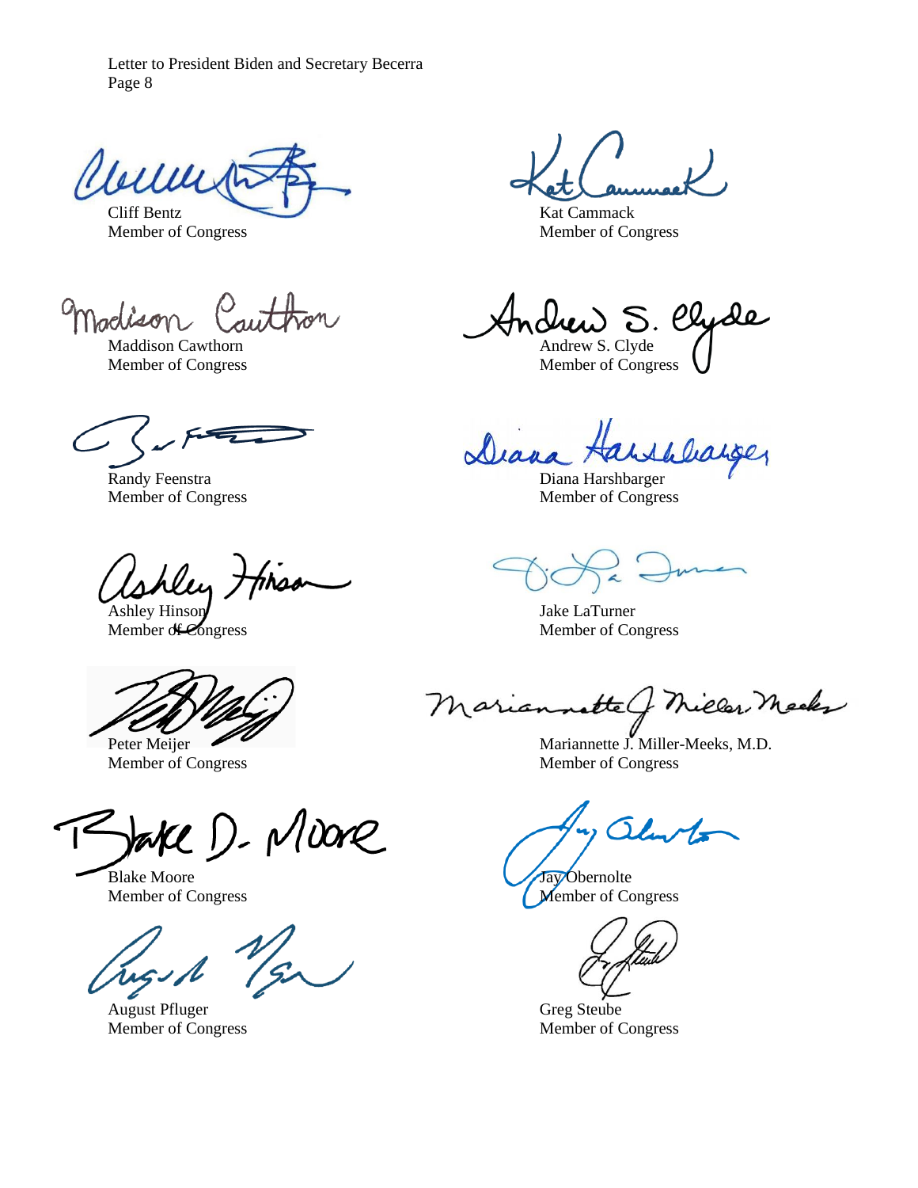Cliff Bentz
Member of Congress

Kat Cammack
Member of Congress

Maddison Cawthorn
Member of Congress

Andrew S. Clyde
Member of Congress

Randy Feenstra
Member of Congress

Diana Harshbarger
Member of Congress

Ashley Hinson
Member of Congress

Jake LaTurner
Member of Congress

Peter Meijer
Member of Congress

Mariannette J. Miller-Meeks, M.D.
Member of Congress

Blake Moore
Member of Congress

Jay Obernolte
Member of Congress

August Pfluger
Member of Congress

Greg Steube
Member of Congress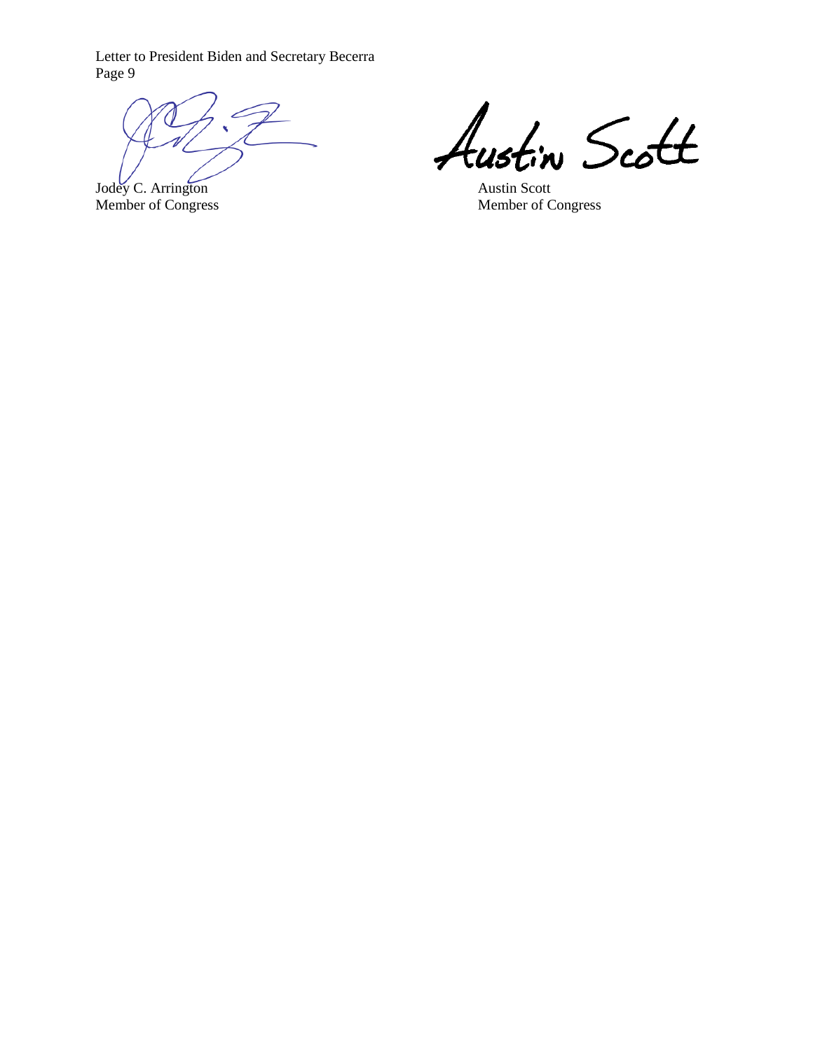Jodey C. Arrington
Member of Congress

Austin Scott
Member of Congress